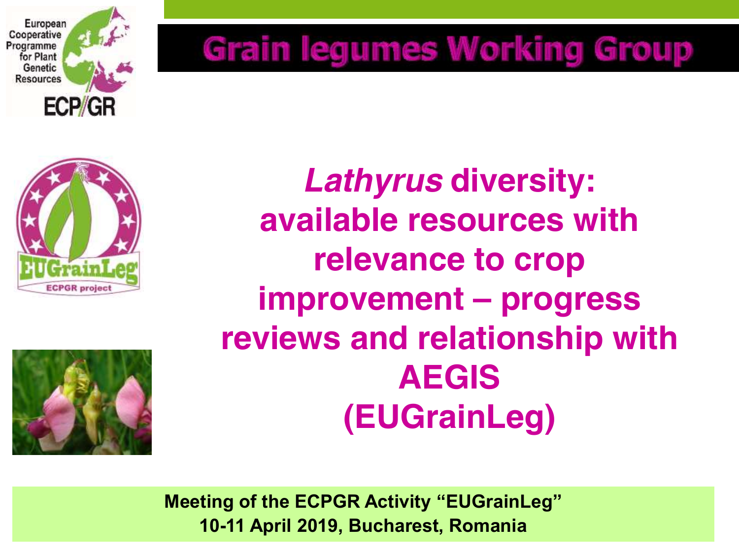European Cooperative Programme for Plant Genetic Resources

ECP/GR

# Grain legumes Working Group

EUGrainLeg

ECPGR project

# *Lathyrus* diversity: available resources with relevance to crop improvement – progress reviews and relationship with AEGIS (EUGrainLeg)

**Meeting of the ECPGR Activity "EUGrainLeg"**
**10-11 April 2019, Bucharest, Romania**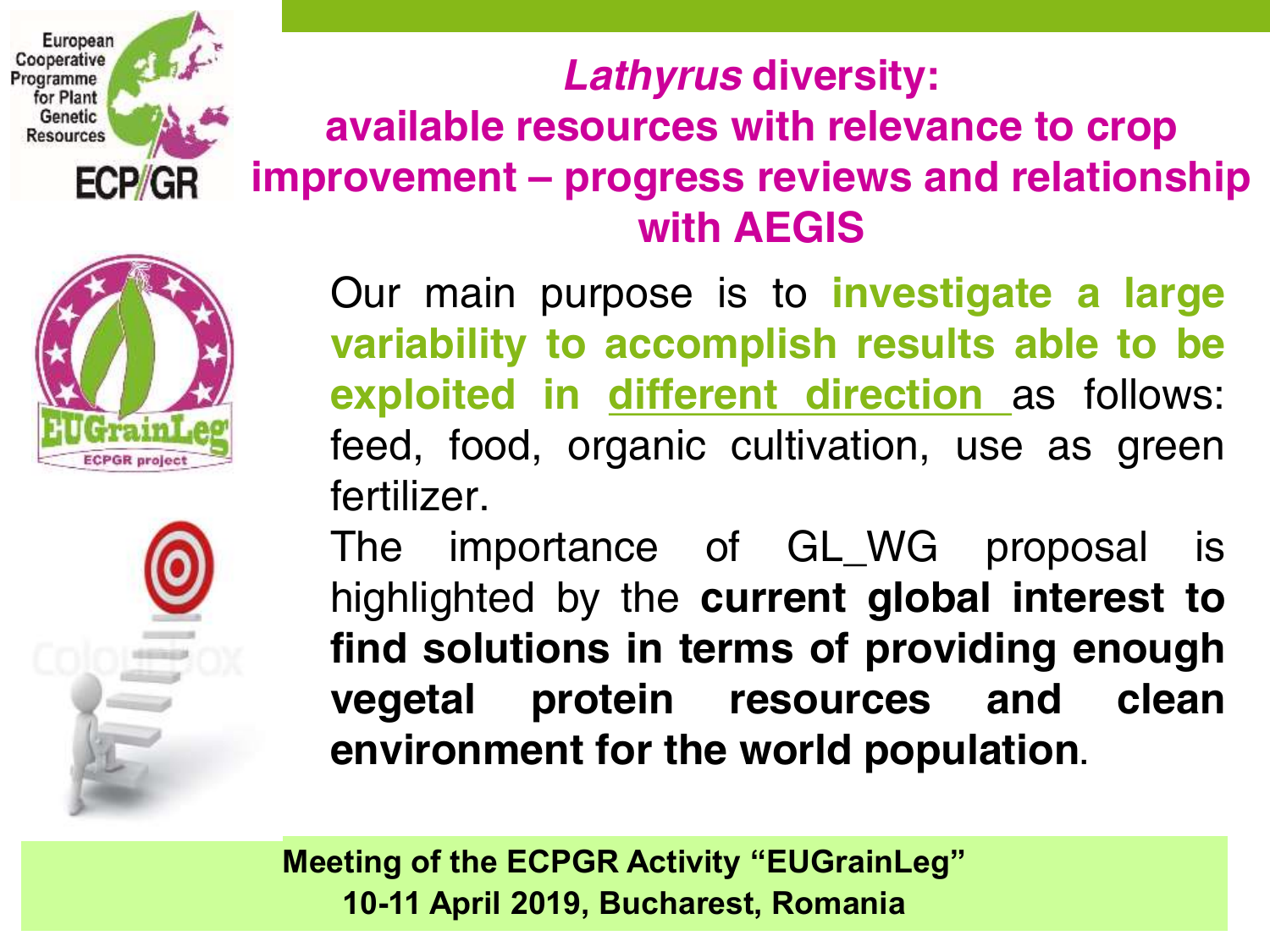# *Lathyrus* diversity: available resources with relevance to crop improvement – progress reviews and relationship with AEGIS

Our main purpose is to **investigate a large variability to accomplish results able to be exploited in <u>different direction</u>** as follows: feed, food, organic cultivation, use as green fertilizer.

The importance of GL_WG proposal is highlighted by the **current global interest to find solutions in terms of providing enough vegetal protein resources and clean environment for the world population**.

**Meeting of the ECPGR Activity "EUGrainLeg"**
**10-11 April 2019, Bucharest, Romania**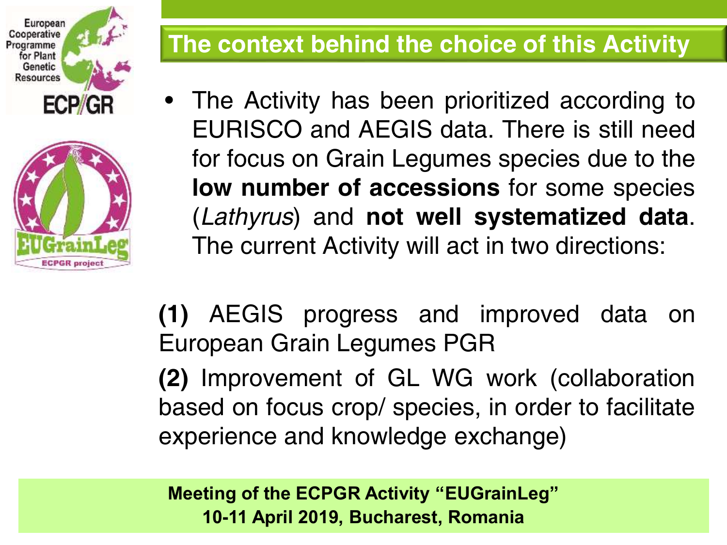# The context behind the choice of this Activity

- The Activity has been prioritized according to EURISCO and AEGIS data. There is still need for focus on Grain Legumes species due to the **low number of accessions** for some species (*Lathyrus*) and **not well systematized data**. The current Activity will act in two directions:

**(1)** AEGIS progress and improved data on European Grain Legumes PGR

**(2)** Improvement of GL WG work (collaboration based on focus crop/ species, in order to facilitate experience and knowledge exchange)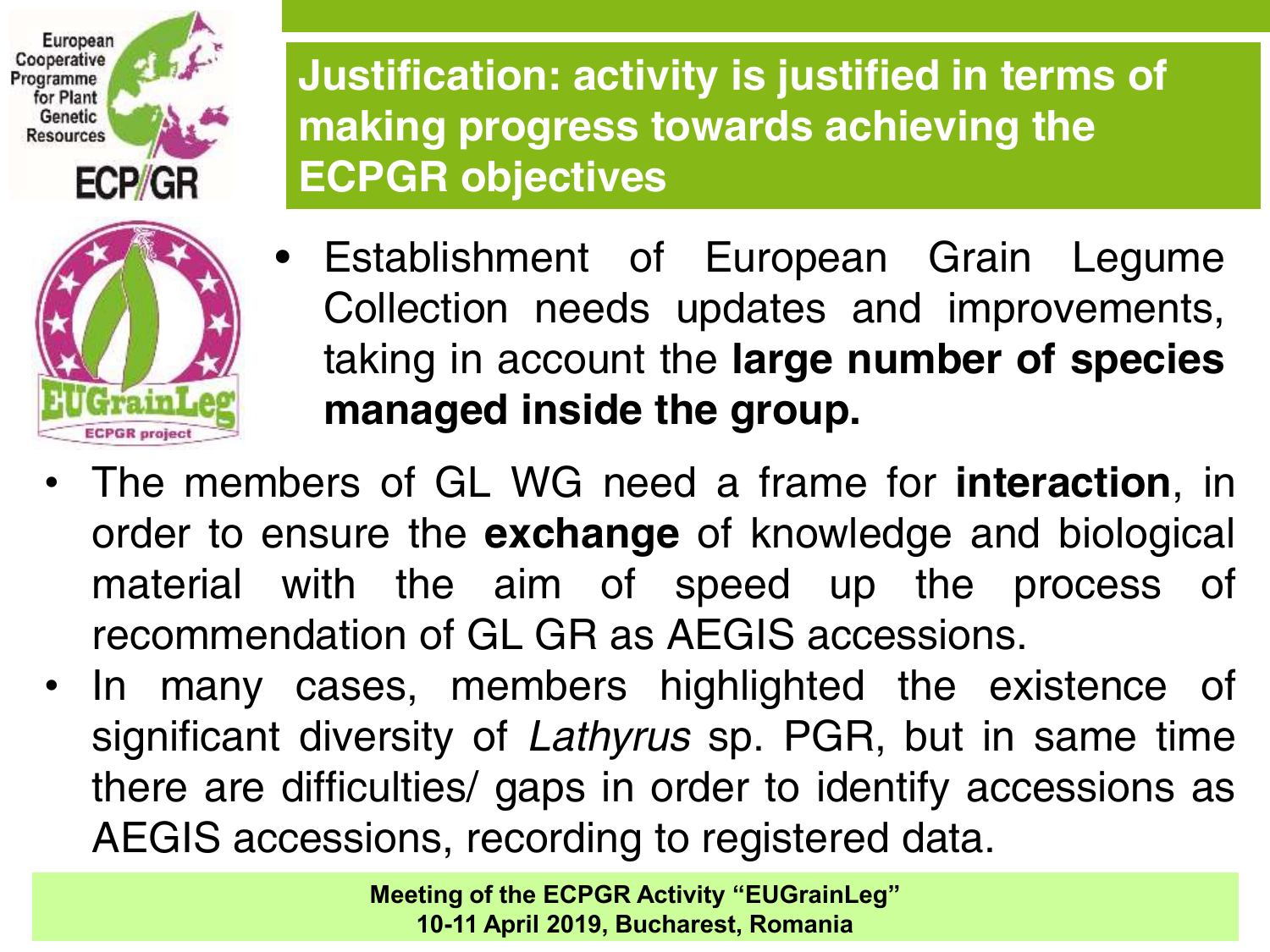## Justification: activity is justified in terms of making progress towards achieving the ECPGR objectives

- Establishment of European Grain Legume Collection needs updates and improvements, taking in account the **large number of species managed inside the group.**
- The members of GL WG need a frame for **interaction**, in order to ensure the **exchange** of knowledge and biological material with the aim of speed up the process of recommendation of GL GR as AEGIS accessions.
- In many cases, members highlighted the existence of significant diversity of *Lathyrus* sp. PGR, but in same time there are difficulties/ gaps in order to identify accessions as AEGIS accessions, recording to registered data.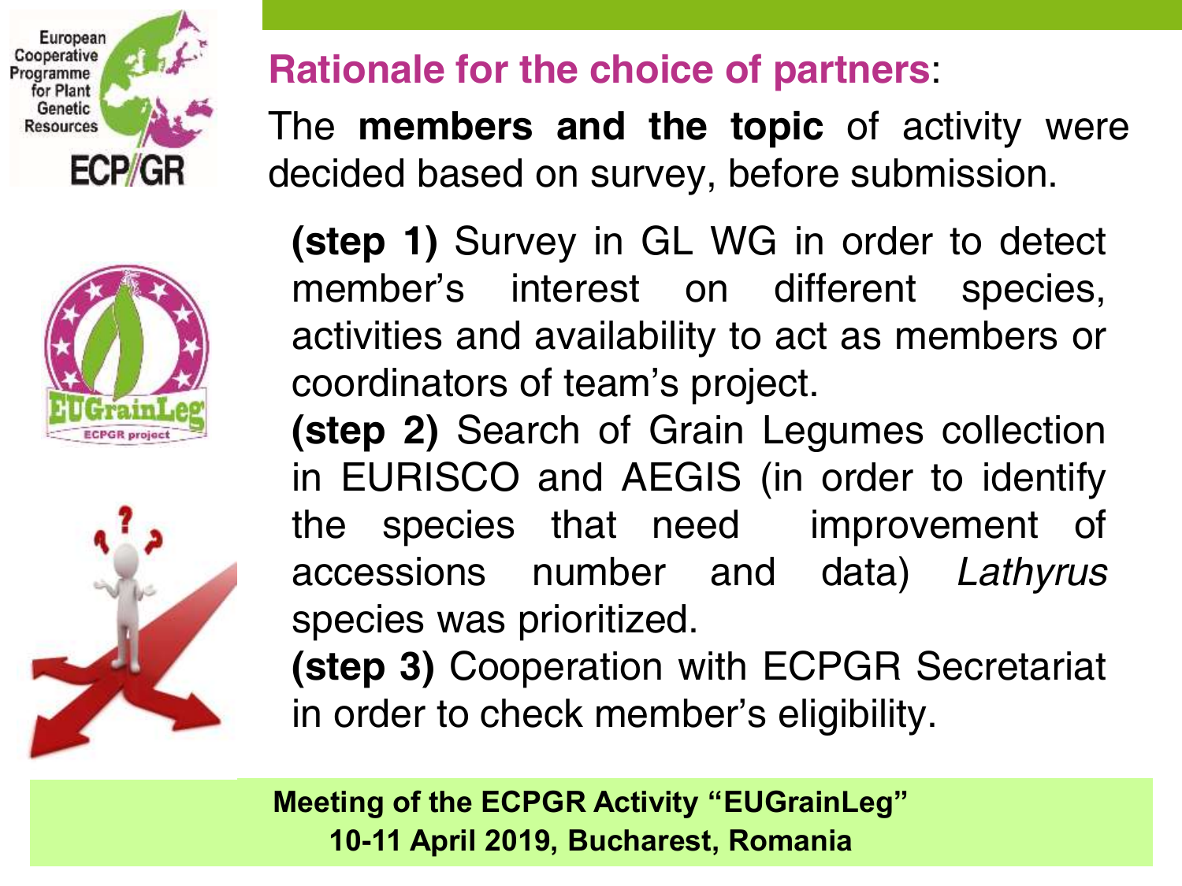## Rationale for the choice of partners:

The **members and the topic** of activity were decided based on survey, before submission.

**(step 1)** Survey in GL WG in order to detect member's interest on different species, activities and availability to act as members or coordinators of team's project.

**(step 2)** Search of Grain Legumes collection in EURISCO and AEGIS (in order to identify the species that need improvement of accessions number and data) *Lathyrus* species was prioritized.

**(step 3)** Cooperation with ECPGR Secretariat in order to check member's eligibility.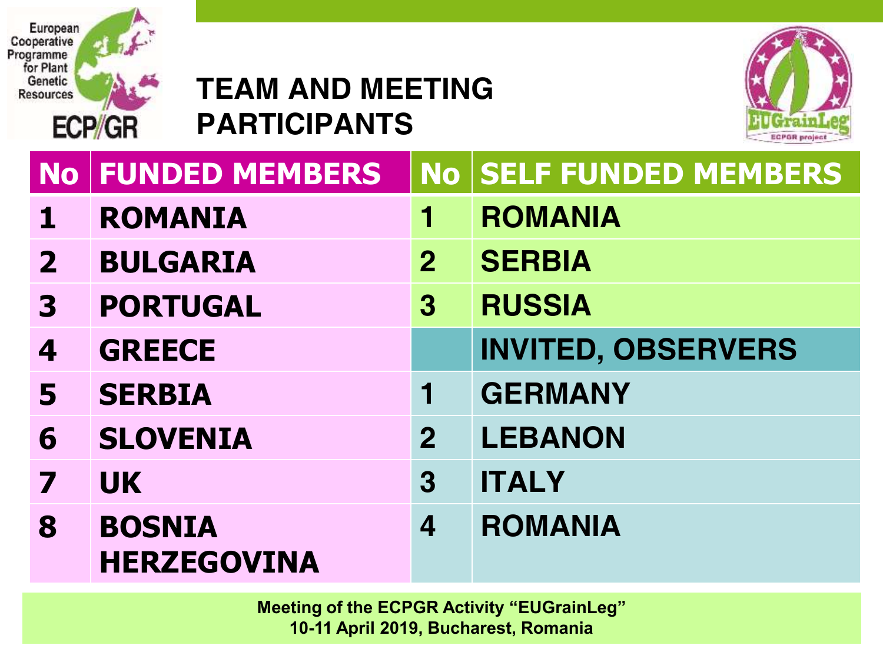# TEAM AND MEETING PARTICIPANTS

| No | FUNDED MEMBERS | No | SELF FUNDED MEMBERS |
|---|---|---|---|
| 1 | ROMANIA | 1 | ROMANIA |
| 2 | BULGARIA | 2 | SERBIA |
| 3 | PORTUGAL | 3 | RUSSIA |
| 4 | GREECE | | INVITED, OBSERVERS |
| 5 | SERBIA | 1 | GERMANY |
| 6 | SLOVENIA | 2 | LEBANON |
| 7 | UK | 3 | ITALY |
| 8 | BOSNIA HERZEGOVINA | 4 | ROMANIA |

Meeting of the ECPGR Activity "EUGrainLeg"
10-11 April 2019, Bucharest, Romania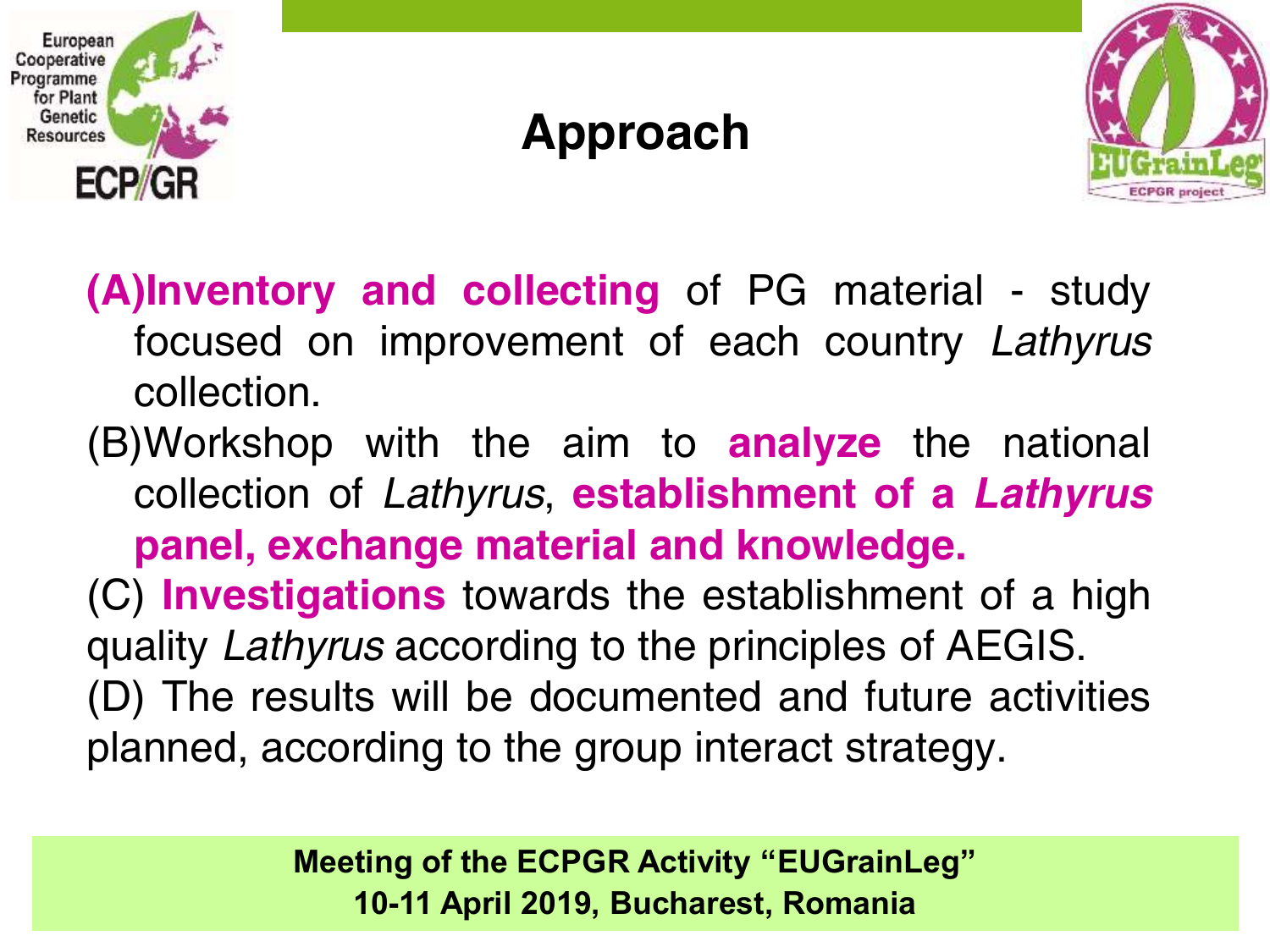# Approach

**(A)Inventory and collecting** of PG material - study focused on improvement of each country *Lathyrus* collection.

(B)Workshop with the aim to **analyze** the national collection of *Lathyrus*, **establishment of a *Lathyrus* panel, exchange material and knowledge.**

(C) **Investigations** towards the establishment of a high quality *Lathyrus* according to the principles of AEGIS.

(D) The results will be documented and future activities planned, according to the group interact strategy.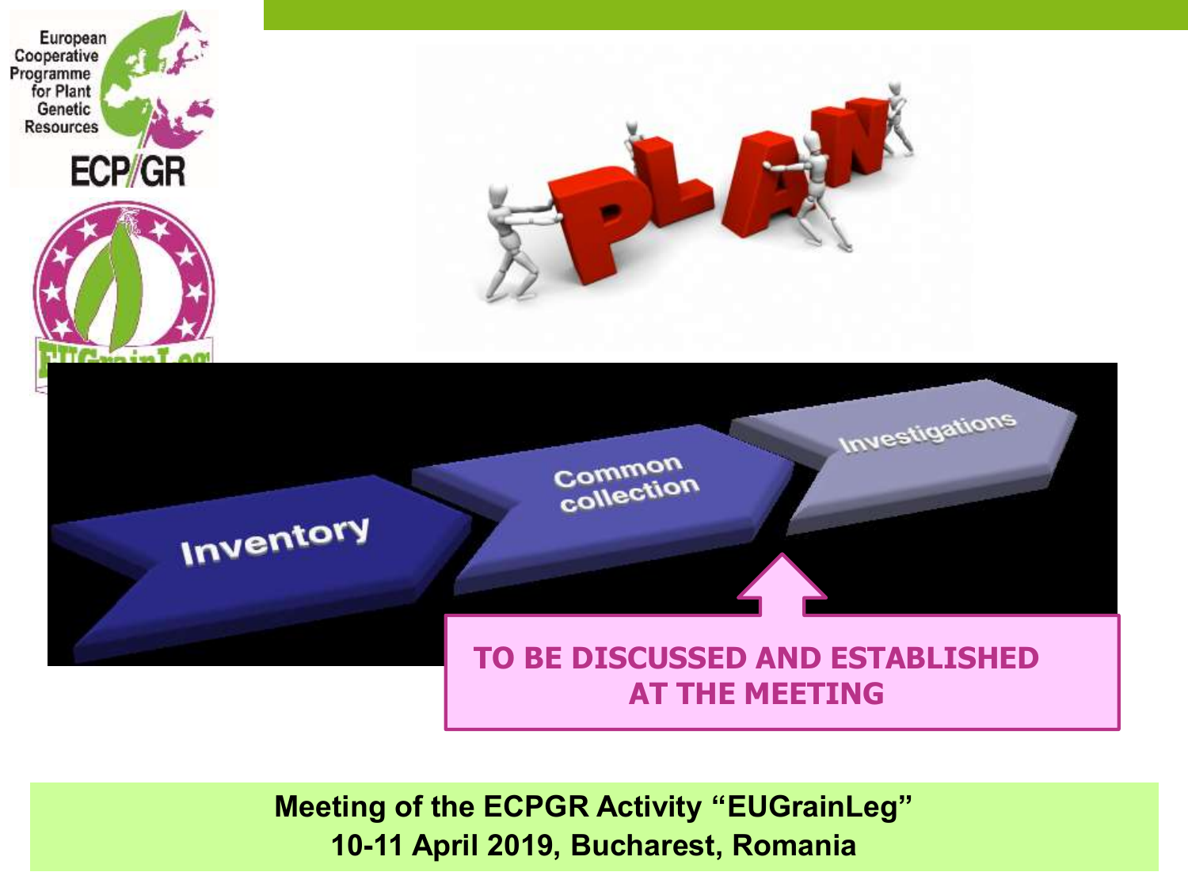PLAN

Inventory

Common collection

Investigations

TO BE DISCUSSED AND ESTABLISHED AT THE MEETING

**Meeting of the ECPGR Activity "EUGrainLeg"**
**10-11 April 2019, Bucharest, Romania**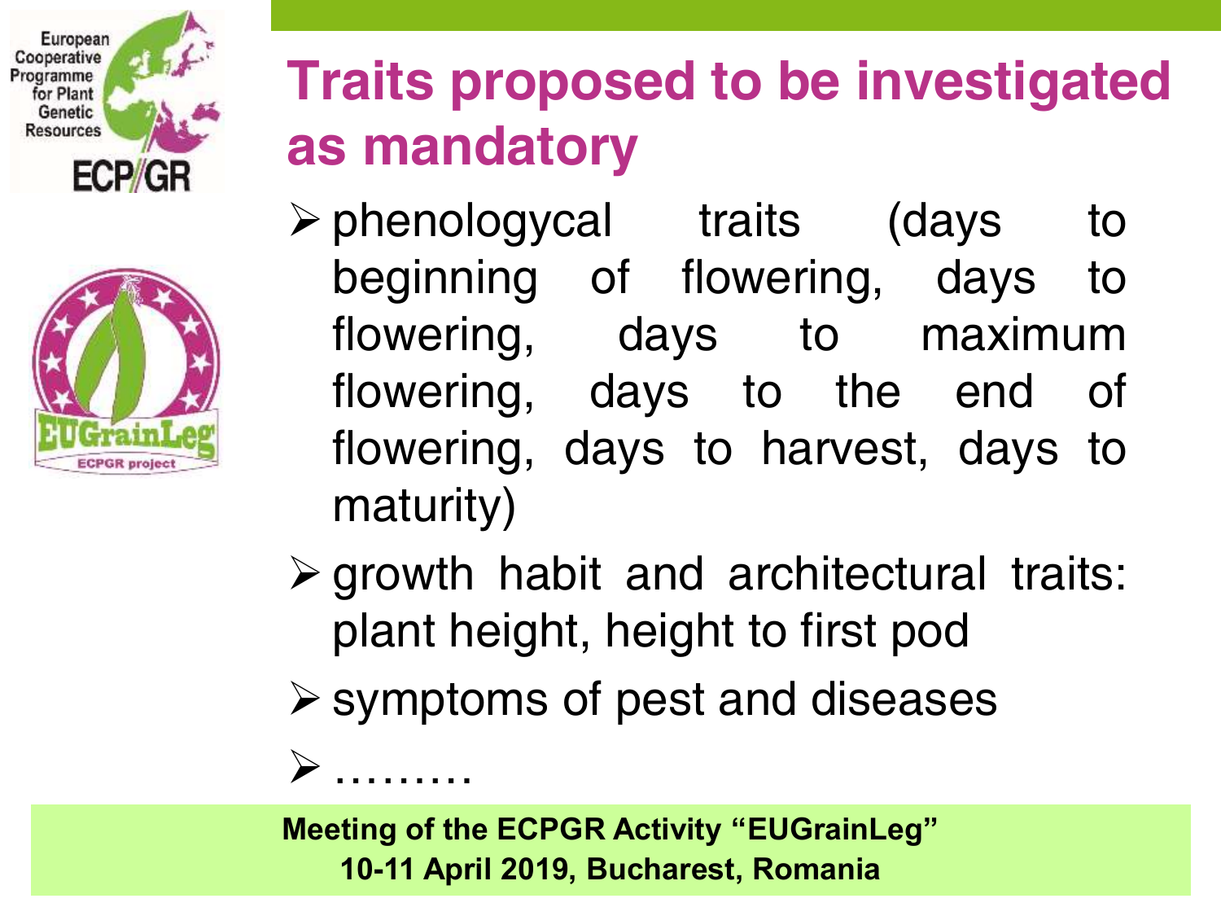# Traits proposed to be investigated as mandatory

- phenologycal traits (days to beginning of flowering, days to flowering, days to maximum flowering, days to the end of flowering, days to harvest, days to maturity)
- growth habit and architectural traits: plant height, height to first pod
- symptoms of pest and diseases
- ………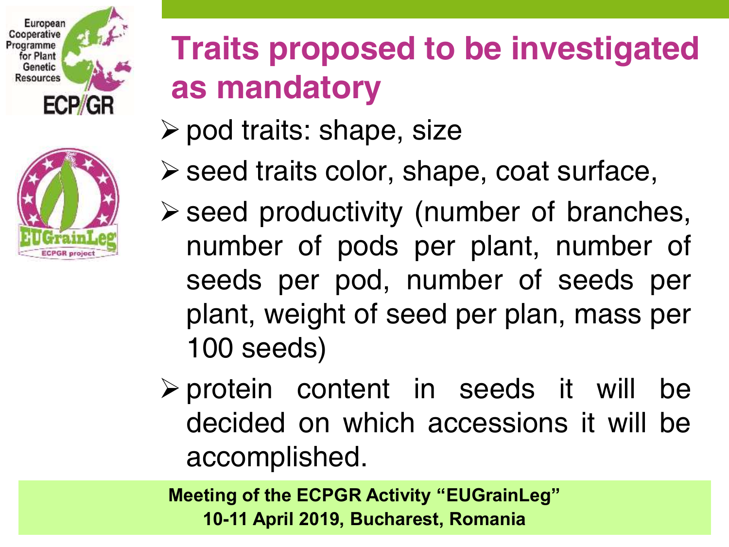# Traits proposed to be investigated as mandatory

- pod traits: shape, size
- seed traits color, shape, coat surface,
- seed productivity (number of branches, number of pods per plant, number of seeds per pod, number of seeds per plant, weight of seed per plan, mass per 100 seeds)
- protein content in seeds it will be decided on which accessions it will be accomplished.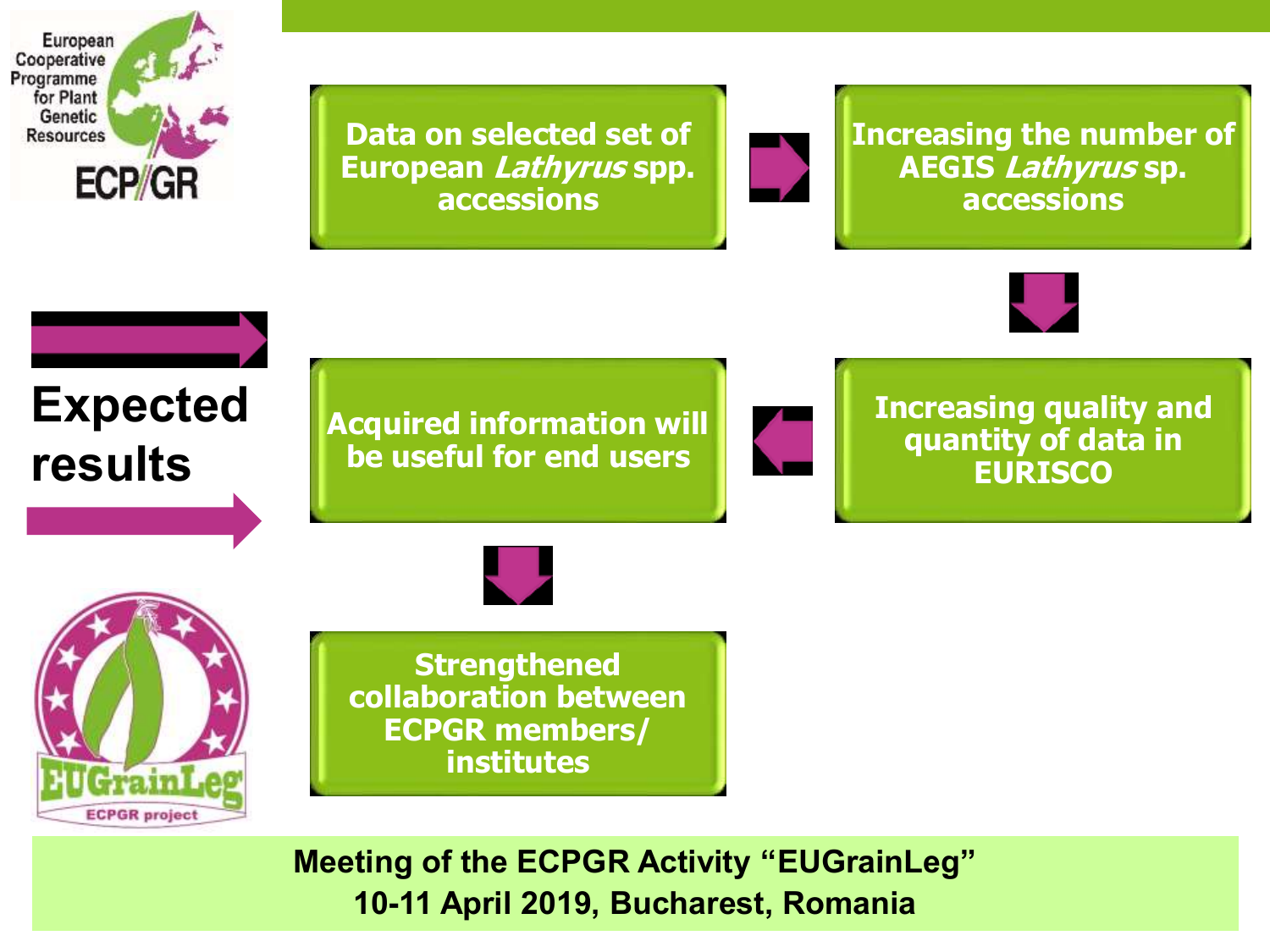## Expected results

Data on selected set of European *Lathyrus* spp. accessions

Increasing the number of AEGIS *Lathyrus* sp. accessions

Increasing quality and quantity of data in EURISCO

Acquired information will be useful for end users

Strengthened collaboration between ECPGR members/ institutes

**Meeting of the ECPGR Activity "EUGrainLeg"**
**10-11 April 2019, Bucharest, Romania**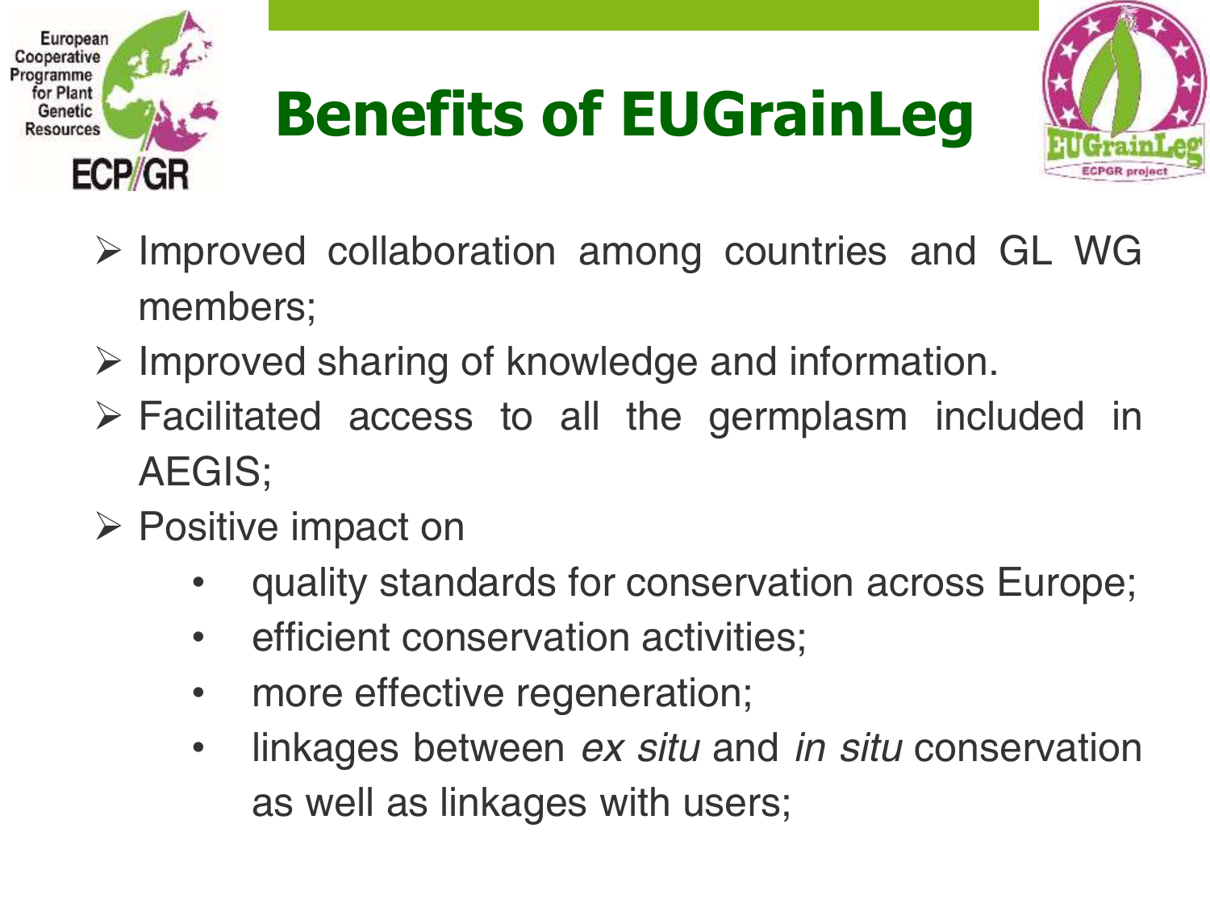# Benefits of EUGrainLeg

- Improved collaboration among countries and GL WG members;
- Improved sharing of knowledge and information.
- Facilitated access to all the germplasm included in AEGIS;
- Positive impact on
  - quality standards for conservation across Europe;
  - efficient conservation activities;
  - more effective regeneration;
  - linkages between *ex situ* and *in situ* conservation as well as linkages with users;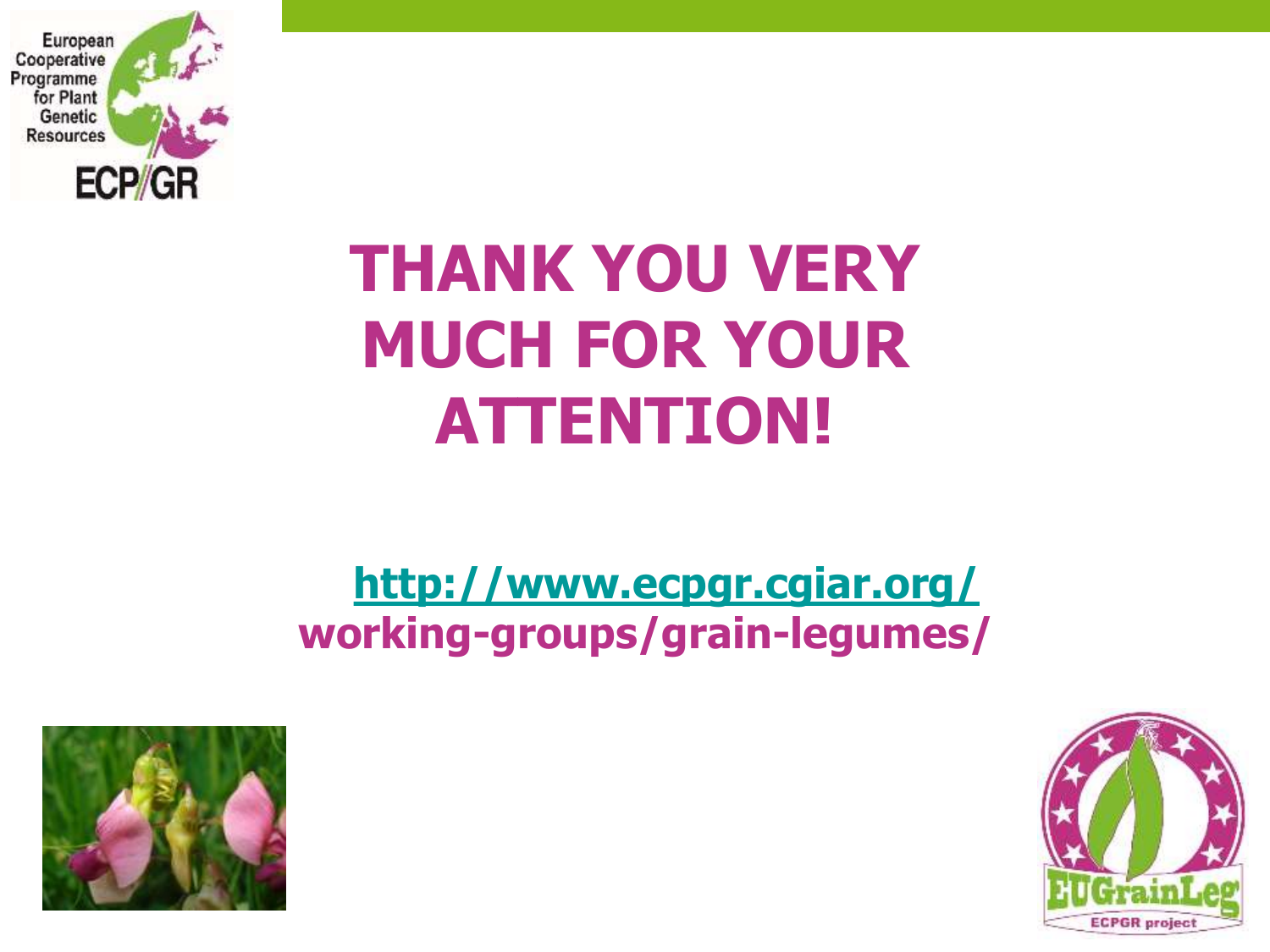# THANK YOU VERY MUCH FOR YOUR ATTENTION!

**http://www.ecpgr.cgiar.org/working-groups/grain-legumes/**